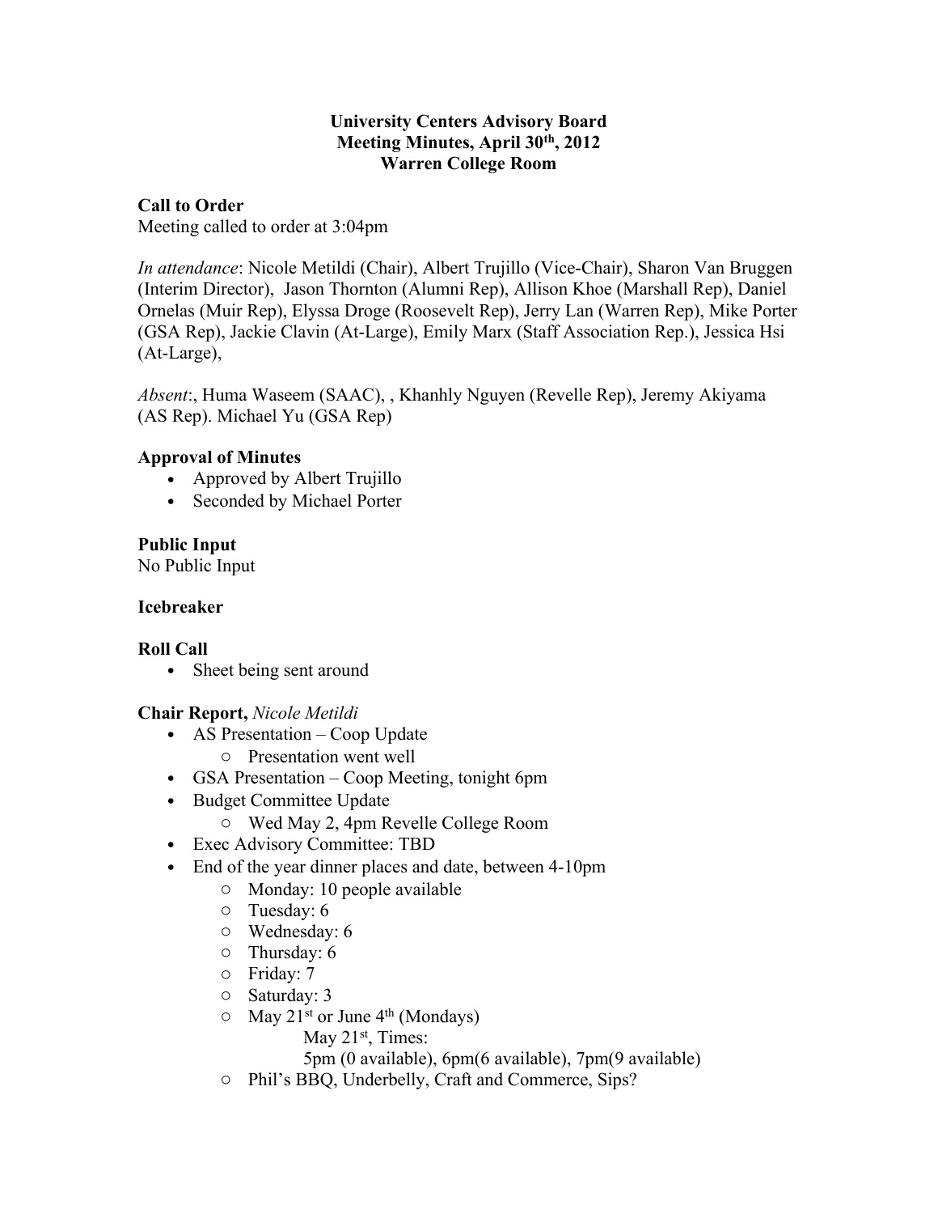**University Centers Advisory Board**
**Meeting Minutes, April 30th, 2012**
**Warren College Room**

**Call to Order**
Meeting called to order at 3:04pm

*In attendance*: Nicole Metildi (Chair), Albert Trujillo (Vice-Chair), Sharon Van Bruggen (Interim Director), Jason Thornton (Alumni Rep), Allison Khoe (Marshall Rep), Daniel Ornelas (Muir Rep), Elyssa Droge (Roosevelt Rep), Jerry Lan (Warren Rep), Mike Porter (GSA Rep), Jackie Clavin (At-Large), Emily Marx (Staff Association Rep.), Jessica Hsi (At-Large),

*Absent*:, Huma Waseem (SAAC), , Khanhly Nguyen (Revelle Rep), Jeremy Akiyama (AS Rep). Michael Yu (GSA Rep)

**Approval of Minutes**
- Approved by Albert Trujillo
- Seconded by Michael Porter

**Public Input**
No Public Input

**Icebreaker**

**Roll Call**
- Sheet being sent around

**Chair Report,** *Nicole Metildi*
- AS Presentation – Coop Update
  - Presentation went well
- GSA Presentation – Coop Meeting, tonight 6pm
- Budget Committee Update
  - Wed May 2, 4pm Revelle College Room
- Exec Advisory Committee: TBD
- End of the year dinner places and date, between 4-10pm
  - Monday: 10 people available
  - Tuesday: 6
  - Wednesday: 6
  - Thursday: 6
  - Friday: 7
  - Saturday: 3
  - May 21st or June 4th (Mondays)
    May 21st, Times:
    5pm (0 available), 6pm(6 available), 7pm(9 available)
  - Phil's BBQ, Underbelly, Craft and Commerce, Sips?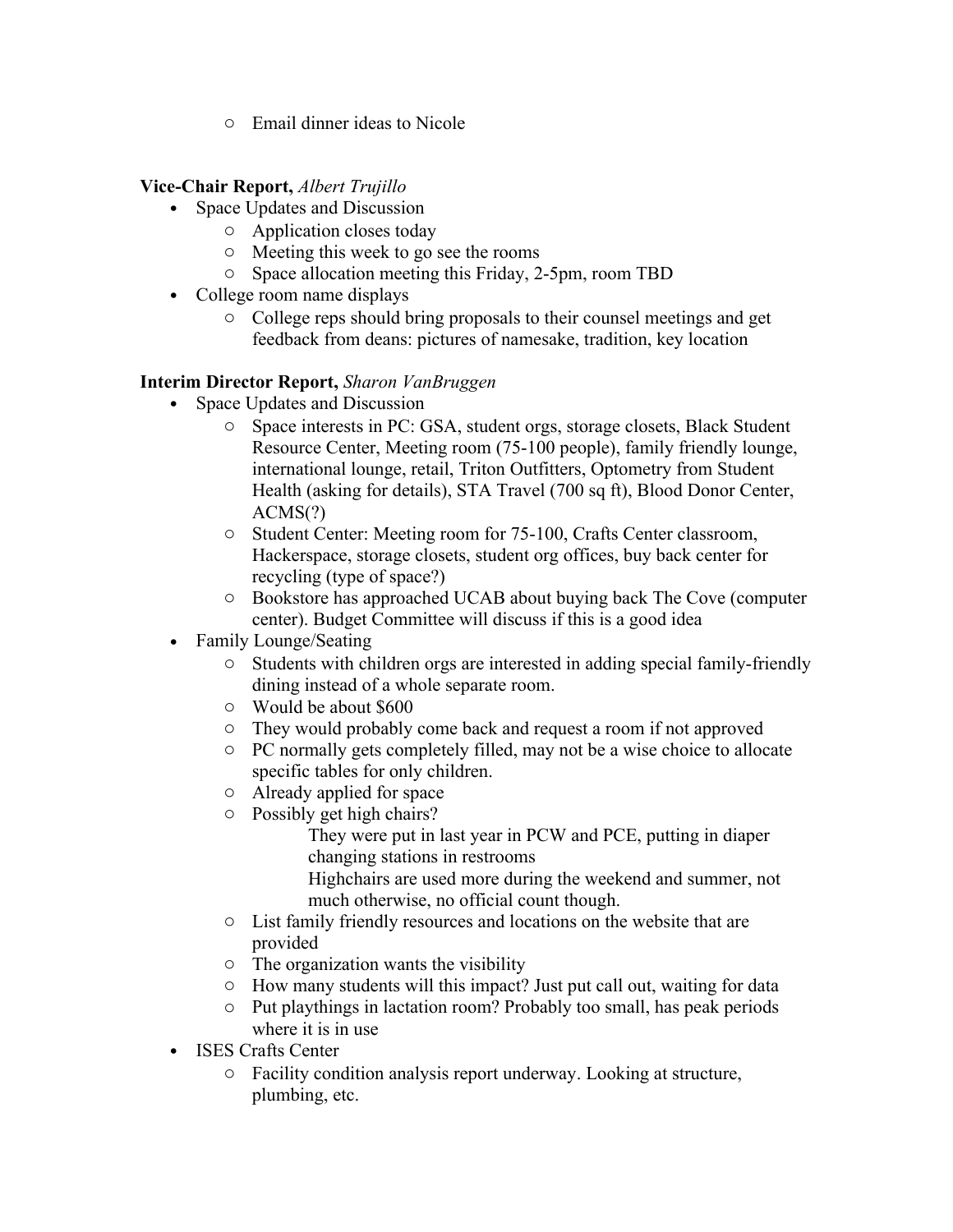- Email dinner ideas to Nicole

**Vice-Chair Report,** *Albert Trujillo*

- Space Updates and Discussion
  - Application closes today
  - Meeting this week to go see the rooms
  - Space allocation meeting this Friday, 2-5pm, room TBD
- College room name displays
  - College reps should bring proposals to their counsel meetings and get feedback from deans: pictures of namesake, tradition, key location

**Interim Director Report,** *Sharon VanBruggen*

- Space Updates and Discussion
  - Space interests in PC: GSA, student orgs, storage closets, Black Student Resource Center, Meeting room (75-100 people), family friendly lounge, international lounge, retail, Triton Outfitters, Optometry from Student Health (asking for details), STA Travel (700 sq ft), Blood Donor Center, ACMS(?)
  - Student Center: Meeting room for 75-100, Crafts Center classroom, Hackerspace, storage closets, student org offices, buy back center for recycling (type of space?)
  - Bookstore has approached UCAB about buying back The Cove (computer center). Budget Committee will discuss if this is a good idea
- Family Lounge/Seating
  - Students with children orgs are interested in adding special family-friendly dining instead of a whole separate room.
  - Would be about $600
  - They would probably come back and request a room if not approved
  - PC normally gets completely filled, may not be a wise choice to allocate specific tables for only children.
  - Already applied for space
  - Possibly get high chairs?
    - They were put in last year in PCW and PCE, putting in diaper changing stations in restrooms
    - Highchairs are used more during the weekend and summer, not much otherwise, no official count though.
  - List family friendly resources and locations on the website that are provided
  - The organization wants the visibility
  - How many students will this impact? Just put call out, waiting for data
  - Put playthings in lactation room? Probably too small, has peak periods where it is in use
- ISES Crafts Center
  - Facility condition analysis report underway. Looking at structure, plumbing, etc.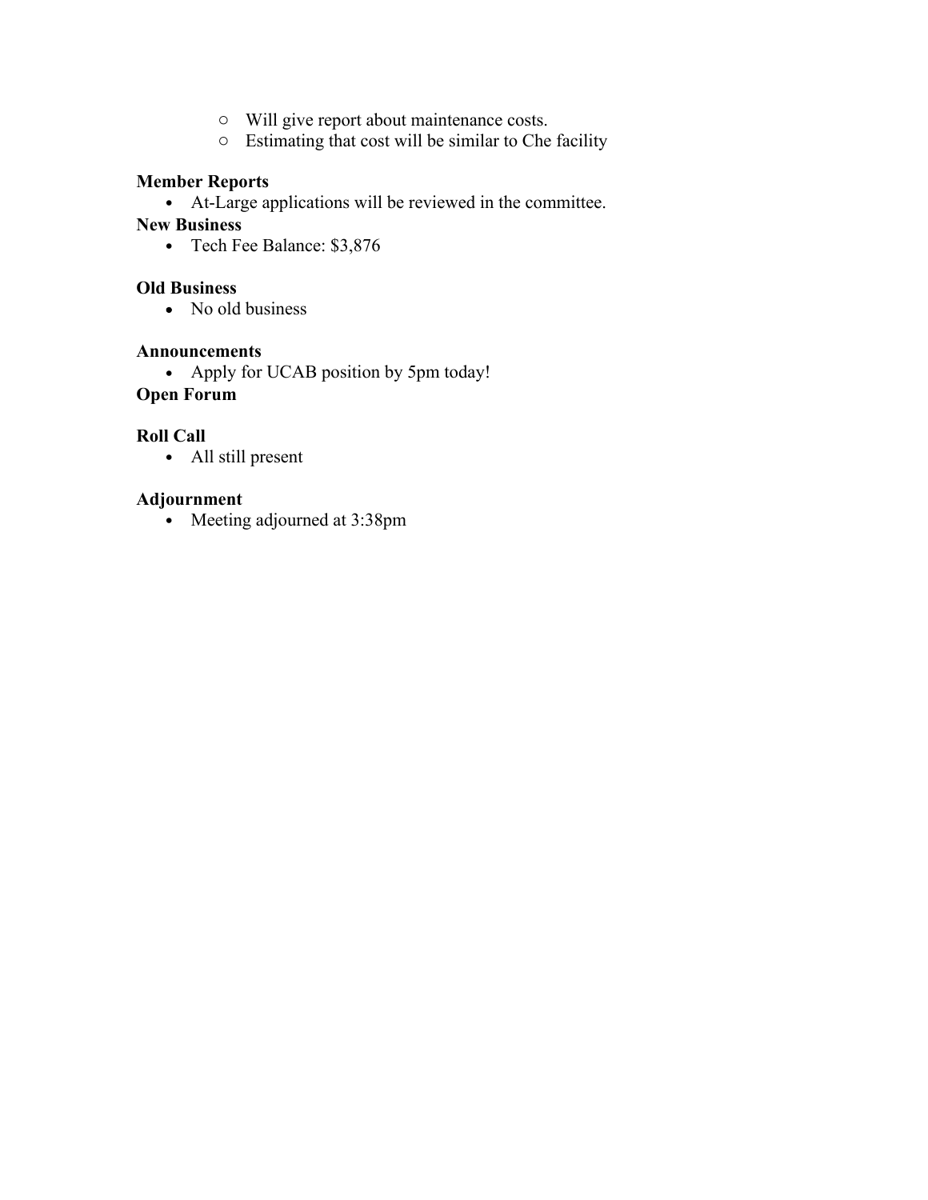- Will give report about maintenance costs.
  - Estimating that cost will be similar to Che facility

**Member Reports**

- At-Large applications will be reviewed in the committee.

**New Business**

- Tech Fee Balance: $3,876

**Old Business**

- No old business

**Announcements**

- Apply for UCAB position by 5pm today!

**Open Forum**

**Roll Call**

- All still present

**Adjournment**

- Meeting adjourned at 3:38pm